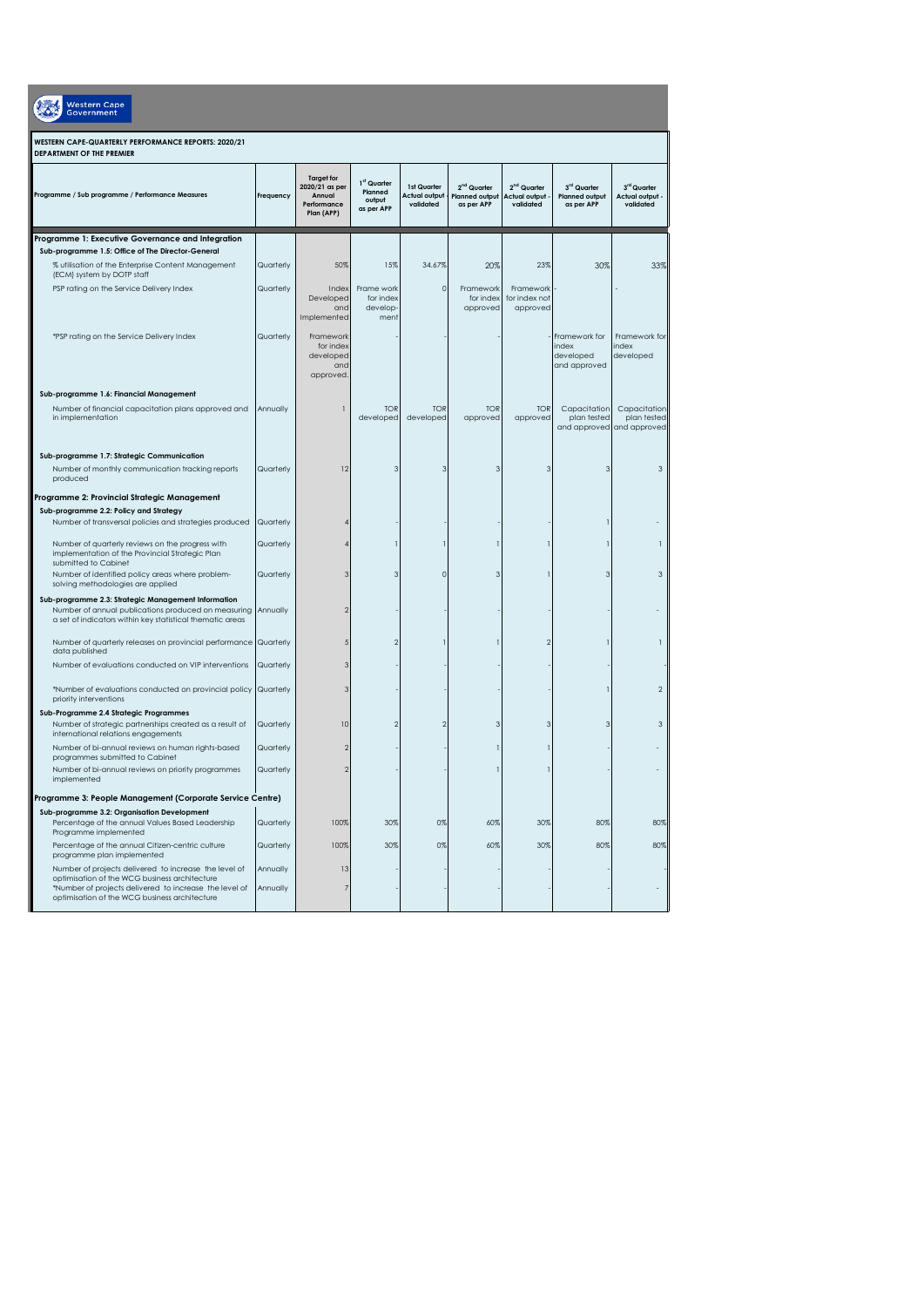Western Cape Government

**WESTERN CAPE-QUARTERLY PERFORMANCE REPORTS: 2020/21**
**DEPARTMENT OF THE PREMIER**

| Programme / Sub programme / Performance Measures | Frequency | Target for 2020/21 as per Annual Performance Plan (APP) | 1st Quarter Planned output as per APP | 1st Quarter Actual output - validated | 2nd Quarter Planned output as per APP | 2nd Quarter Actual output - validated | 3rd Quarter Planned output as per APP | 3rd Quarter Actual output - validated |
|---|---|---|---|---|---|---|---|---|
| **Programme 1: Executive Governance and Integration** | | | | | | | | |
| **Sub-programme 1.5: Office of The Director-General** | | | | | | | | |
| % utilisation of the Enterprise Content Management (ECM) system by DOTP staff | Quarterly | 50% | 15% | 34.67% | 20% | 23% | 30% | 33% |
| PSP rating on the Service Delivery Index | Quarterly | Index Developed and Implemented | Frame work for index develop-ment | 0 | Framework for index approved | Framework for index not approved | - | - |
| *PSP rating on the Service Delivery Index | Quarterly | Framework for index developed and approved. | - | - | - | - | Framework for index developed and approved | Framework for index developed |
| **Sub-programme 1.6: Financial Management** | | | | | | | | |
| Number of financial capacitation plans approved and in implementation | Annually | 1 | TOR developed | TOR developed | TOR approved | TOR approved | Capacitation plan tested and approved | Capacitation plan tested and approved |
| **Sub-programme 1.7: Strategic Communication** | | | | | | | | |
| Number of monthly communication tracking reports produced | Quarterly | 12 | 3 | 3 | 3 | 3 | 3 | 3 |
| **Programme 2: Provincial Strategic Management** | | | | | | | | |
| **Sub-programme 2.2: Policy and Strategy** | | | | | | | | |
| Number of transversal policies and strategies produced | Quarterly | 4 | - | - | - | - | 1 | - |
| Number of quarterly reviews on the progress with implementation of the Provincial Strategic Plan submitted to Cabinet | Quarterly | 4 | 1 | 1 | 1 | 1 | 1 | 1 |
| Number of identified policy areas where problem-solving methodologies are applied | Quarterly | 3 | 3 | 0 | 3 | 1 | 3 | 3 |
| **Sub-programme 2.3: Strategic Management Information** | | | | | | | | |
| Number of annual publications produced on measuring a set of indicators within key statistical thematic areas | Annually | 2 | - | - | - | - | - | - |
| Number of quarterly releases on provincial performance data published | Quarterly | 5 | 2 | 1 | 1 | 2 | 1 | 1 |
| Number of evaluations conducted on VIP interventions | Quarterly | 3 | - | - | - | - | - | - |
| *Number of evaluations conducted on provincial policy priority interventions | Quarterly | 3 | - | - | - | - | 1 | 2 |
| **Sub-Programme 2.4 Strategic Programmes** | | | | | | | | |
| Number of strategic partnerships created as a result of international relations engagements | Quarterly | 10 | 2 | 2 | 3 | 3 | 3 | 3 |
| Number of bi-annual reviews on human rights-based programmes submitted to Cabinet | Quarterly | 2 | - | - | 1 | 1 | - | - |
| Number of bi-annual reviews on priority programmes implemented | Quarterly | 2 | - | - | 1 | 1 | - | - |
| **Programme 3: People Management (Corporate Service Centre)** | | | | | | | | |
| **Sub-programme 3.2: Organisation Development** | | | | | | | | |
| Percentage of the annual Values Based Leadership Programme implemented | Quarterly | 100% | 30% | 0% | 60% | 30% | 80% | 80% |
| Percentage of the annual Citizen-centric culture programme plan implemented | Quarterly | 100% | 30% | 0% | 60% | 30% | 80% | 80% |
| Number of projects delivered to increase the level of optimisation of the WCG business architecture | Annually | 13 | - | - | - | - | - | - |
| *Number of projects delivered to increase the level of optimisation of the WCG business architecture | Annually | 7 | - | - | - | - | - | - |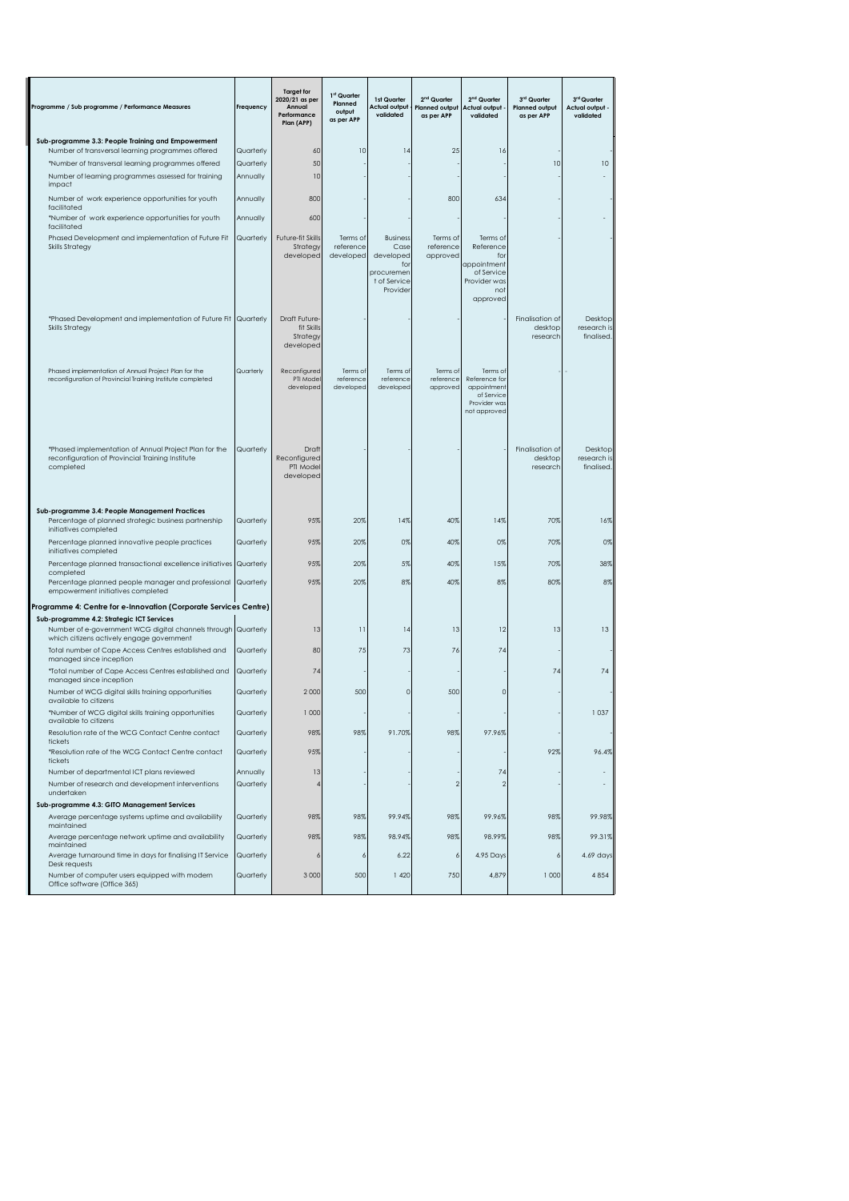| Programme / Sub programme / Performance Measures | Frequency | Target for 2020/21 as per Annual Performance Plan (APP) | 1st Quarter Planned output as per APP | 1st Quarter Actual output - validated | 2nd Quarter Planned output as per APP | 2nd Quarter Actual output - validated | 3rd Quarter Planned output as per APP | 3rd Quarter Actual output - validated |
|---|---|---|---|---|---|---|---|---|
| **Sub-programme 3.3: People Training and Empowerment** | | | | | | | | |
| Number of transversal learning programmes offered | Quarterly | 60 | 10 | 14 | 25 | 16 | - | - |
| *Number of transversal learning programmes offered | Quarterly | 50 | - | - | - | - | 10 | 10 |
| Number of learning programmes assessed for training impact | Annually | 10 | - | - | - | - | - | - |
| Number of work experience opportunities for youth facilitated | Annually | 800 | - | - | 800 | 634 | - | - |
| *Number of work experience opportunities for youth facilitated | Annually | 600 | - | - | - | - | - | - |
| Phased Development and implementation of Future Fit Skills Strategy | Quarterly | Future-fit Skills Strategy developed | Terms of reference developed | Business Case developed for procurement of Service Provider | Terms of reference approved | Terms of Reference for appointment of Service Provider was not approved | - | - |
| *Phased Development and implementation of Future Fit Skills Strategy | Quarterly | Draft Future-fit Skills Strategy developed | - | - | - | - | Finalisation of desktop research | Desktop research is finalised. |
| Phased implementation of Annual Project Plan for the reconfiguration of Provincial Training Institute completed | Quarterly | Reconfigured PTI Model developed | Terms of reference developed | Terms of reference developed | Terms of reference approved | Terms of Reference for appointment of Service Provider was not approved | - | - |
| *Phased implementation of Annual Project Plan for the reconfiguration of Provincial Training Institute completed | Quarterly | Draft Reconfigured PTI Model developed | - | - | - | - | Finalisation of desktop research | Desktop research is finalised. |
| **Sub-programme 3.4: People Management Practices** | | | | | | | | |
| Percentage of planned strategic business partnership initiatives completed | Quarterly | 95% | 20% | 14% | 40% | 14% | 70% | 16% |
| Percentage planned innovative people practices initiatives completed | Quarterly | 95% | 20% | 0% | 40% | 0% | 70% | 0% |
| Percentage planned transactional excellence initiatives completed | Quarterly | 95% | 20% | 5% | 40% | 15% | 70% | 38% |
| Percentage planned people manager and professional empowerment initiatives completed | Quarterly | 95% | 20% | 8% | 40% | 8% | 80% | 8% |
| **Programme 4: Centre for e-Innovation (Corporate Services Centre)** | | | | | | | | |
| **Sub-programme 4.2: Strategic ICT Services** | | | | | | | | |
| Number of e-government WCG digital channels through which citizens actively engage government | Quarterly | 13 | 11 | 14 | 13 | 12 | 13 | 13 |
| Total number of Cape Access Centres established and managed since inception | Quarterly | 80 | 75 | 73 | 76 | 74 | - | - |
| *Total number of Cape Access Centres established and managed since inception | Quarterly | 74 | - | - | - | - | 74 | 74 |
| Number of WCG digital skills training opportunities available to citizens | Quarterly | 2 000 | 500 | 0 | 500 | 0 | - | - |
| *Number of WCG digital skills training opportunities available to citizens | Quarterly | 1 000 | - | - | - | - | - | 1 037 |
| Resolution rate of the WCG Contact Centre contact tickets | Quarterly | 98% | 98% | 91.70% | 98% | 97.96% | - | - |
| *Resolution rate of the WCG Contact Centre contact tickets | Quarterly | 95% | - | - | - | - | 92% | 96.4% |
| Number of departmental ICT plans reviewed | Annually | 13 | - | - | - | 74 | - | - |
| Number of research and development interventions undertaken | Quarterly | 4 | - | - | 2 | 2 | - | - |
| **Sub-programme 4.3: GITO Management Services** | | | | | | | | |
| Average percentage systems uptime and availability maintained | Quarterly | 98% | 98% | 99.94% | 98% | 99.96% | 98% | 99.98% |
| Average percentage network uptime and availability maintained | Quarterly | 98% | 98% | 98.94% | 98% | 98.99% | 98% | 99.31% |
| Average turnaround time in days for finalising IT Service Desk requests | Quarterly | 6 | 6 | 6.22 | 6 | 4.95 Days | 6 | 4.69 days |
| Number of computer users equipped with modern Office software (Office 365) | Quarterly | 3 000 | 500 | 1 420 | 750 | 4,879 | 1 000 | 4 854 |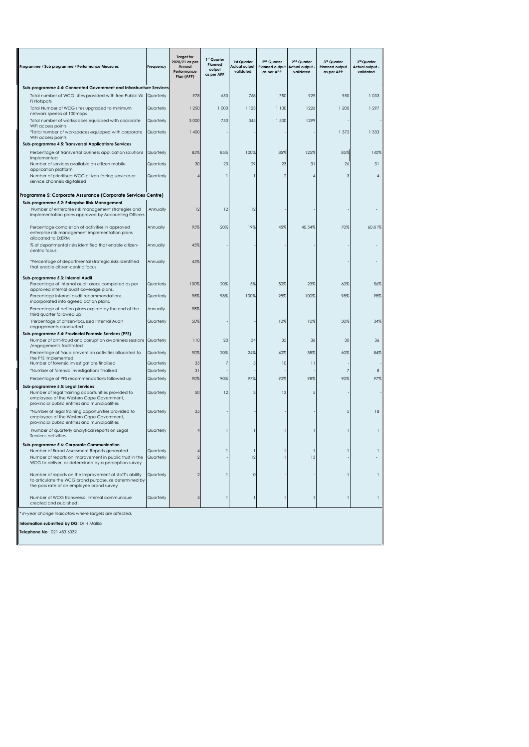| Programme / Sub programme / Performance Measures | Frequency | Target for 2020/21 as per Annual Performance Plan (APP) | 1st Quarter Planned output as per APP | 1st Quarter Actual output - validated | 2nd Quarter Planned output as per APP | 2nd Quarter Actual output - validated | 3rd Quarter Planned output as per APP | 3rd Quarter Actual output - validated |
|---|---|---|---|---|---|---|---|---|
| **Sub-programme 4.4: Connected Government and Infrastructure Services** | | | | | | | | |
| Total number of WCG sites provided with free Public Wi Fi Hotspots | Quarterly | 978 | 650 | 768 | 750 | 929 | 950 | 1 033 |
| Total Number of WCG sites upgraded to minimum network speeds of 100mbps | Quarterly | 1 250 | 1 000 | 1 123 | 1 100 | 1226 | 1 200 | 1 297 |
| Total number of workspaces equipped with corporate WiFi access points | Quarterly | 3 000 | 750 | 344 | 1 500 | 1299 | - | - |
| *Total number of workspaces equipped with corporate WiFi access points | Quarterly | 1 400 | - | - | - | - | 1 372 | 1 333 |
| **Sub-programme 4.5: Transversal Applications Services** | | | | | | | | |
| Percentage of transversal business application solutions implemented | Quarterly | 85% | 85% | 100% | 85% | 125% | 85% | 140% |
| Number of services available on citizen mobile application platform | Quarterly | 30 | 20 | 29 | 23 | 31 | 26 | 31 |
| Number of prioritised WCG citizen-facing services or service channels digitalised | Quarterly | 4 | 1 | 1 | 2 | 4 | 3 | 4 |
| **Programme 5: Corporate Assurance (Corporate Services Centre)** | | | | | | | | |
| **Sub-programme 5.2: Enterprise Risk Management** | | | | | | | | |
| Number of enterprise risk management strategies and implementation plans approved by Accounting Officers | Annually | 12 | 12 | 12 | - | - | - | - |
| Percentage completion of activities in approved enterprise risk management implementation plans allocated to D:ERM | Annually | 95% | 20% | 19% | 45% | 40.54% | 70% | 60.81% |
| % of departmental risks identified that enable citizen-centric focus | Annually | 45% | - | - | - | - | - | - |
| *Percentage of departmental strategic risks identified that enable citizen-centric focus | Annually | 45% | | | | | - | - |
| **Sub-programme 5.3: Internal Audit** | | | | | | | | |
| Percentage of internal audit areas completed as per approved internal audit coverage plans. | Quarterly | 100% | 20% | 5% | 50% | 23% | 60% | 56% |
| Percentage internal audit recommendations incorporated into agreed action plans. | Quarterly | 98% | 98% | 100% | 98% | 100% | 98% | 98% |
| Percentage of action plans expired by the end of the third quarter followed up | Annually | 98% | - | - | - | - | - | - |
| Percentage of citizen-focussed Internal Audit engagements conducted | Quarterly | 50% | - | - | 10% | 10% | 30% | 34% |
| **Sub-programme 5.4: Provincial Forensic Services (PFS)** | | | | | | | | |
| Number of anti-fraud and corruption awareness sessions /engagements facilitated | Quarterly | 110 | 20 | 34 | 35 | 36 | 30 | 36 |
| Percentage of fraud prevention activities allocated to the PFS implemented | Quarterly | 90% | 20% | 24% | 40% | 58% | 60% | 84% |
| Number of forensic investigations finalised | Quarterly | 35 | 7 | 5 | 10 | 11 | - | - |
| *Number of forensic investigations finalised | Quarterly | 31 | - | - | - | - | 7 | 8 |
| Percentage of PFS recommendations followed up | Quarterly | 90% | 90% | 97% | 90% | 98% | 90% | 97% |
| **Sub-programme 5.5: Legal Services** | | | | | | | | |
| Number of legal training opportunities provided to employees of the Western Cape Government, provincial public entities and municipalities | Quarterly | 50 | 12 | 3 | 13 | 5 | - | - |
| *Number of legal training opportunities provided to employees of the Western Cape Government, provincial public entities and municipalities | Quarterly | 35 | - | - | - | - | 5 | 18 |
| Number of quarterly analytical reports on Legal Services activities | Quarterly | 4 | 1 | 1 | 1 | 1 | 1 | 1 |
| **Sub-programme 5.6: Corporate Communication** | | | | | | | | |
| Number of Brand Assessment Reports generated | Quarterly | 4 | 1 | 1 | 1 | 1 | 1 | 1 |
| Number of reports on improvement in public trust in the WCG to deliver, as determined by a perception survey | Quarterly | 2 | - | 12 | 1 | 13 | - | - |
| Number of reports on the improvement of staff's ability to articulate the WCG brand purpose, as determined by the pass rate of an employee brand survey | Quarterly | 2 | 1 | 0 | - | - | 1 | 1 |
| Number of WCG transversal internal communique created and published | Quarterly | 4 | 1 | 1 | 1 | 1 | 1 | 1 |

*\* In-year change indicators where targets are affected.*

**Information submitted by DG**: Dr H Malila

**Telephone No**: 021 483 6032